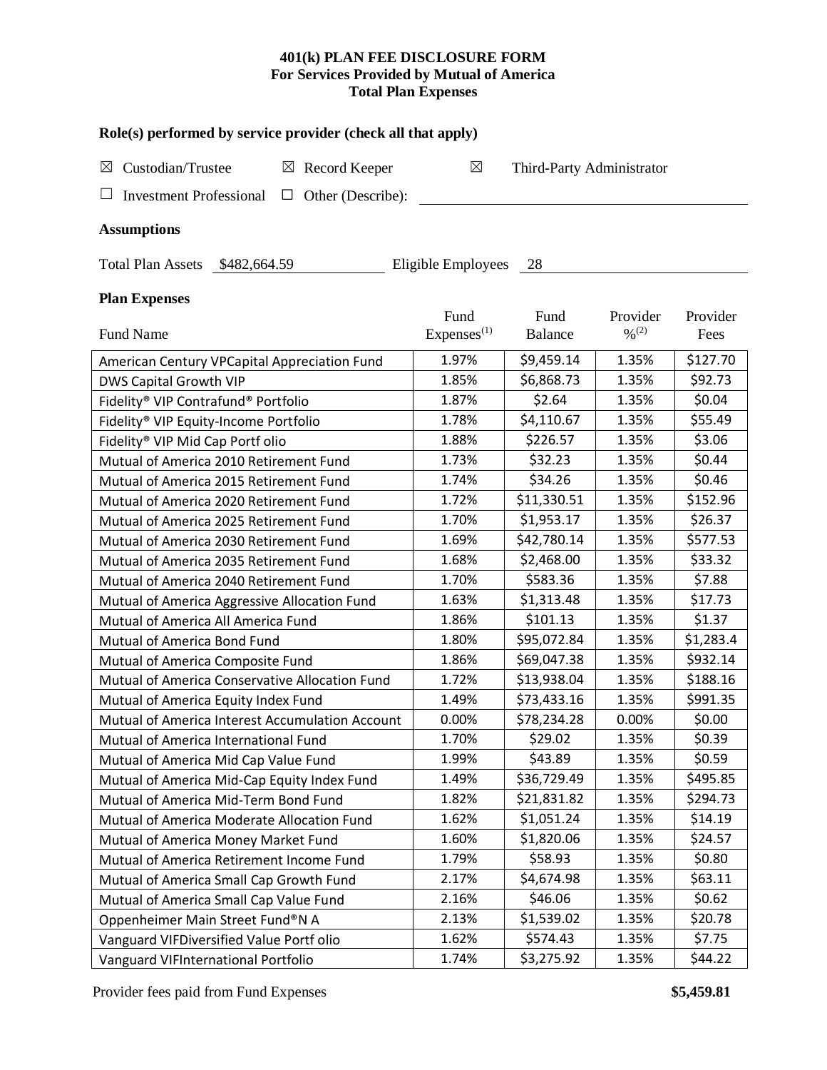**401(k) PLAN FEE DISCLOSURE FORM**
**For Services Provided by Mutual of America**
**Total Plan Expenses**

### Role(s) performed by service provider (check all that apply)

☒ Custodian/Trustee ☒ Record Keeper ☒ Third-Party Administrator

☐ Investment Professional ☐ Other (Describe): ______________________

### Assumptions

Total Plan Assets $482,664.59 Eligible Employees 28

### Plan Expenses

| Fund Name | Fund Expenses[1] | Fund Balance | Provider %[2] | Provider Fees |
|---|---|---|---|---|
| American Century VPCapital Appreciation Fund | 1.97% | $9,459.14 | 1.35% | $127.70 |
| DWS Capital Growth VIP | 1.85% | $6,868.73 | 1.35% | $92.73 |
| Fidelity® VIP Contrafund® Portfolio | 1.87% | $2.64 | 1.35% | $0.04 |
| Fidelity® VIP Equity-Income Portfolio | 1.78% | $4,110.67 | 1.35% | $55.49 |
| Fidelity® VIP Mid Cap Portf olio | 1.88% | $226.57 | 1.35% | $3.06 |
| Mutual of America 2010 Retirement Fund | 1.73% | $32.23 | 1.35% | $0.44 |
| Mutual of America 2015 Retirement Fund | 1.74% | $34.26 | 1.35% | $0.46 |
| Mutual of America 2020 Retirement Fund | 1.72% | $11,330.51 | 1.35% | $152.96 |
| Mutual of America 2025 Retirement Fund | 1.70% | $1,953.17 | 1.35% | $26.37 |
| Mutual of America 2030 Retirement Fund | 1.69% | $42,780.14 | 1.35% | $577.53 |
| Mutual of America 2035 Retirement Fund | 1.68% | $2,468.00 | 1.35% | $33.32 |
| Mutual of America 2040 Retirement Fund | 1.70% | $583.36 | 1.35% | $7.88 |
| Mutual of America Aggressive Allocation Fund | 1.63% | $1,313.48 | 1.35% | $17.73 |
| Mutual of America All America Fund | 1.86% | $101.13 | 1.35% | $1.37 |
| Mutual of America Bond Fund | 1.80% | $95,072.84 | 1.35% | $1,283.4 |
| Mutual of America Composite Fund | 1.86% | $69,047.38 | 1.35% | $932.14 |
| Mutual of America Conservative Allocation Fund | 1.72% | $13,938.04 | 1.35% | $188.16 |
| Mutual of America Equity Index Fund | 1.49% | $73,433.16 | 1.35% | $991.35 |
| Mutual of America Interest Accumulation Account | 0.00% | $78,234.28 | 0.00% | $0.00 |
| Mutual of America International Fund | 1.70% | $29.02 | 1.35% | $0.39 |
| Mutual of America Mid Cap Value Fund | 1.99% | $43.89 | 1.35% | $0.59 |
| Mutual of America Mid-Cap Equity Index Fund | 1.49% | $36,729.49 | 1.35% | $495.85 |
| Mutual of America Mid-Term Bond Fund | 1.82% | $21,831.82 | 1.35% | $294.73 |
| Mutual of America Moderate Allocation Fund | 1.62% | $1,051.24 | 1.35% | $14.19 |
| Mutual of America Money Market Fund | 1.60% | $1,820.06 | 1.35% | $24.57 |
| Mutual of America Retirement Income Fund | 1.79% | $58.93 | 1.35% | $0.80 |
| Mutual of America Small Cap Growth Fund | 2.17% | $4,674.98 | 1.35% | $63.11 |
| Mutual of America Small Cap Value Fund | 2.16% | $46.06 | 1.35% | $0.62 |
| Oppenheimer Main Street Fund®N A | 2.13% | $1,539.02 | 1.35% | $20.78 |
| Vanguard VIFDiversified Value Portf olio | 1.62% | $574.43 | 1.35% | $7.75 |
| Vanguard VIFInternational Portfolio | 1.74% | $3,275.92 | 1.35% | $44.22 |

Provider fees paid from Fund Expenses **$5,459.81**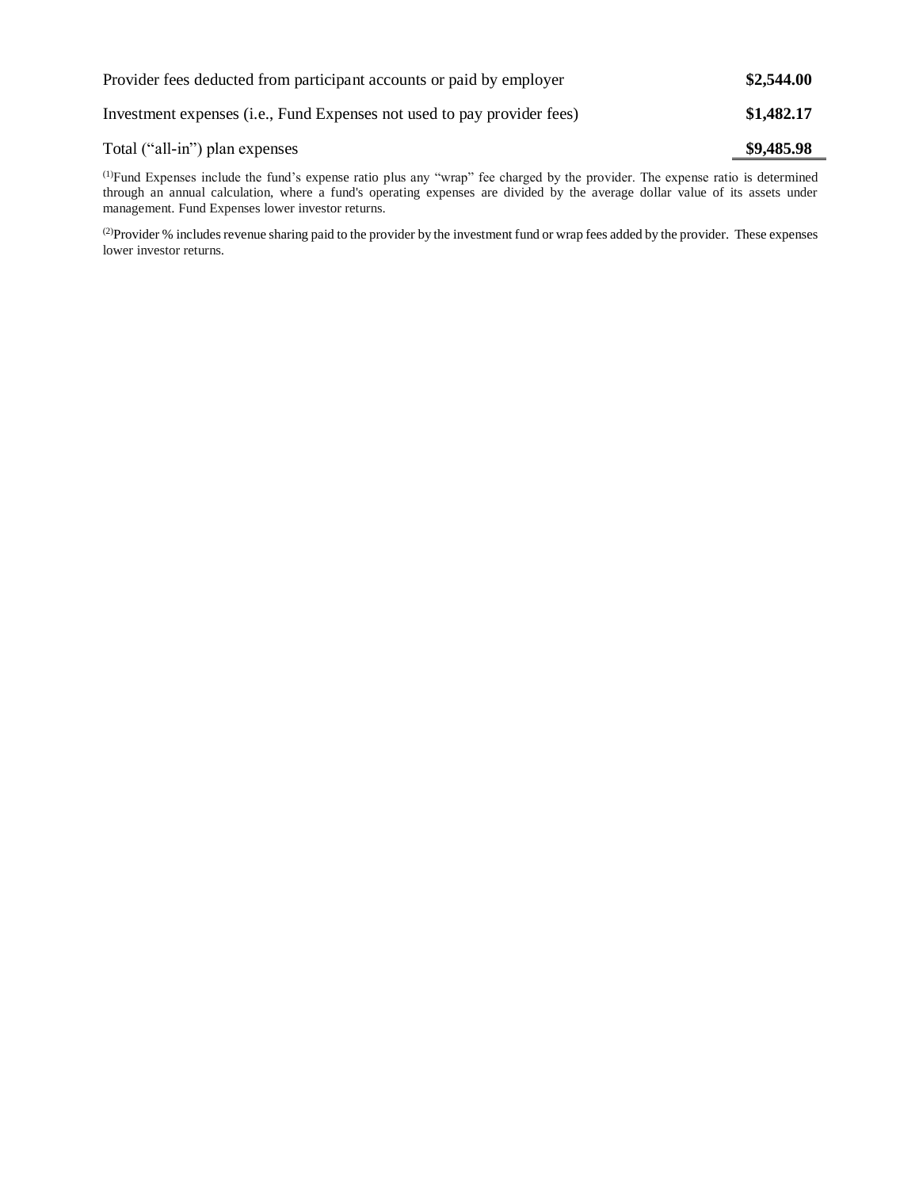| | |
|---|---|
| Provider fees deducted from participant accounts or paid by employer | **$2,544.00** |
| Investment expenses (i.e., Fund Expenses not used to pay provider fees) | **$1,482.17** |
| Total ("all-in") plan expenses | **$9,485.98** |

[(1)]Fund Expenses include the fund's expense ratio plus any "wrap" fee charged by the provider. The expense ratio is determined through an annual calculation, where a fund's operating expenses are divided by the average dollar value of its assets under management. Fund Expenses lower investor returns.

[(2)]Provider % includes revenue sharing paid to the provider by the investment fund or wrap fees added by the provider. These expenses lower investor returns.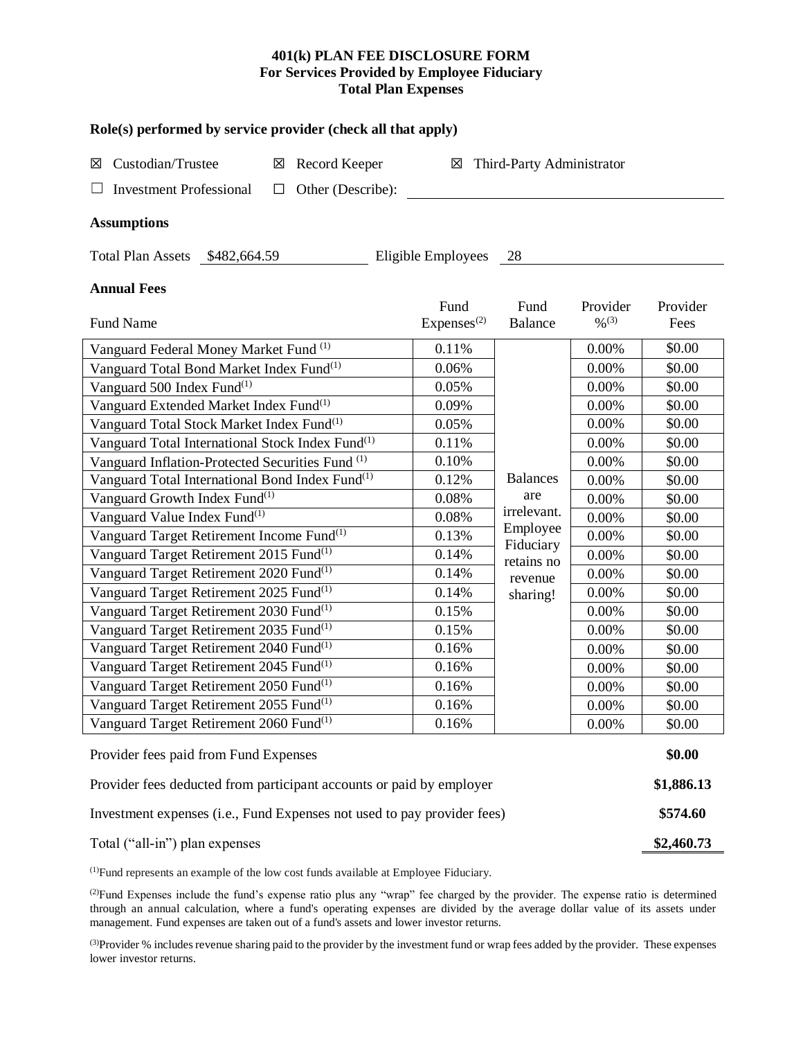**401(k) PLAN FEE DISCLOSURE FORM**
**For Services Provided by Employee Fiduciary**
**Total Plan Expenses**

**Role(s) performed by service provider (check all that apply)**

☒ Custodian/Trustee ☒ Record Keeper ☒ Third-Party Administrator

☐ Investment Professional ☐ Other (Describe): \_\_\_\_\_\_\_\_\_\_\_\_\_\_\_\_\_\_\_\_

**Assumptions**

Total Plan Assets $482,664.59 Eligible Employees 28

**Annual Fees**

| Fund Name | Fund Expenses[2] | Fund Balance | Provider %[3] | Provider Fees |
|---|---|---|---|---|
| Vanguard Federal Money Market Fund [1] | 0.11% | Balances are irrelevant. Employee Fiduciary retains no revenue sharing! | 0.00% | $0.00 |
| Vanguard Total Bond Market Index Fund[1] | 0.06% | | 0.00% | $0.00 |
| Vanguard 500 Index Fund[1] | 0.05% | | 0.00% | $0.00 |
| Vanguard Extended Market Index Fund[1] | 0.09% | | 0.00% | $0.00 |
| Vanguard Total Stock Market Index Fund[1] | 0.05% | | 0.00% | $0.00 |
| Vanguard Total International Stock Index Fund[1] | 0.11% | | 0.00% | $0.00 |
| Vanguard Inflation-Protected Securities Fund [1] | 0.10% | | 0.00% | $0.00 |
| Vanguard Total International Bond Index Fund[1] | 0.12% | | 0.00% | $0.00 |
| Vanguard Growth Index Fund[1] | 0.08% | | 0.00% | $0.00 |
| Vanguard Value Index Fund[1] | 0.08% | | 0.00% | $0.00 |
| Vanguard Target Retirement Income Fund[1] | 0.13% | | 0.00% | $0.00 |
| Vanguard Target Retirement 2015 Fund[1] | 0.14% | | 0.00% | $0.00 |
| Vanguard Target Retirement 2020 Fund[1] | 0.14% | | 0.00% | $0.00 |
| Vanguard Target Retirement 2025 Fund[1] | 0.14% | | 0.00% | $0.00 |
| Vanguard Target Retirement 2030 Fund[1] | 0.15% | | 0.00% | $0.00 |
| Vanguard Target Retirement 2035 Fund[1] | 0.15% | | 0.00% | $0.00 |
| Vanguard Target Retirement 2040 Fund[1] | 0.16% | | 0.00% | $0.00 |
| Vanguard Target Retirement 2045 Fund[1] | 0.16% | | 0.00% | $0.00 |
| Vanguard Target Retirement 2050 Fund[1] | 0.16% | | 0.00% | $0.00 |
| Vanguard Target Retirement 2055 Fund[1] | 0.16% | | 0.00% | $0.00 |
| Vanguard Target Retirement 2060 Fund[1] | 0.16% | | 0.00% | $0.00 |

| | |
|---|---|
| Provider fees paid from Fund Expenses | **$0.00** |
| Provider fees deducted from participant accounts or paid by employer | **$1,886.13** |
| Investment expenses (i.e., Fund Expenses not used to pay provider fees) | **$574.60** |
| Total ("all-in") plan expenses | **$2,460.73** |

[1]Fund represents an example of the low cost funds available at Employee Fiduciary.

[2]Fund Expenses include the fund's expense ratio plus any "wrap" fee charged by the provider. The expense ratio is determined through an annual calculation, where a fund's operating expenses are divided by the average dollar value of its assets under management. Fund expenses are taken out of a fund's assets and lower investor returns.

[3]Provider % includes revenue sharing paid to the provider by the investment fund or wrap fees added by the provider. These expenses lower investor returns.